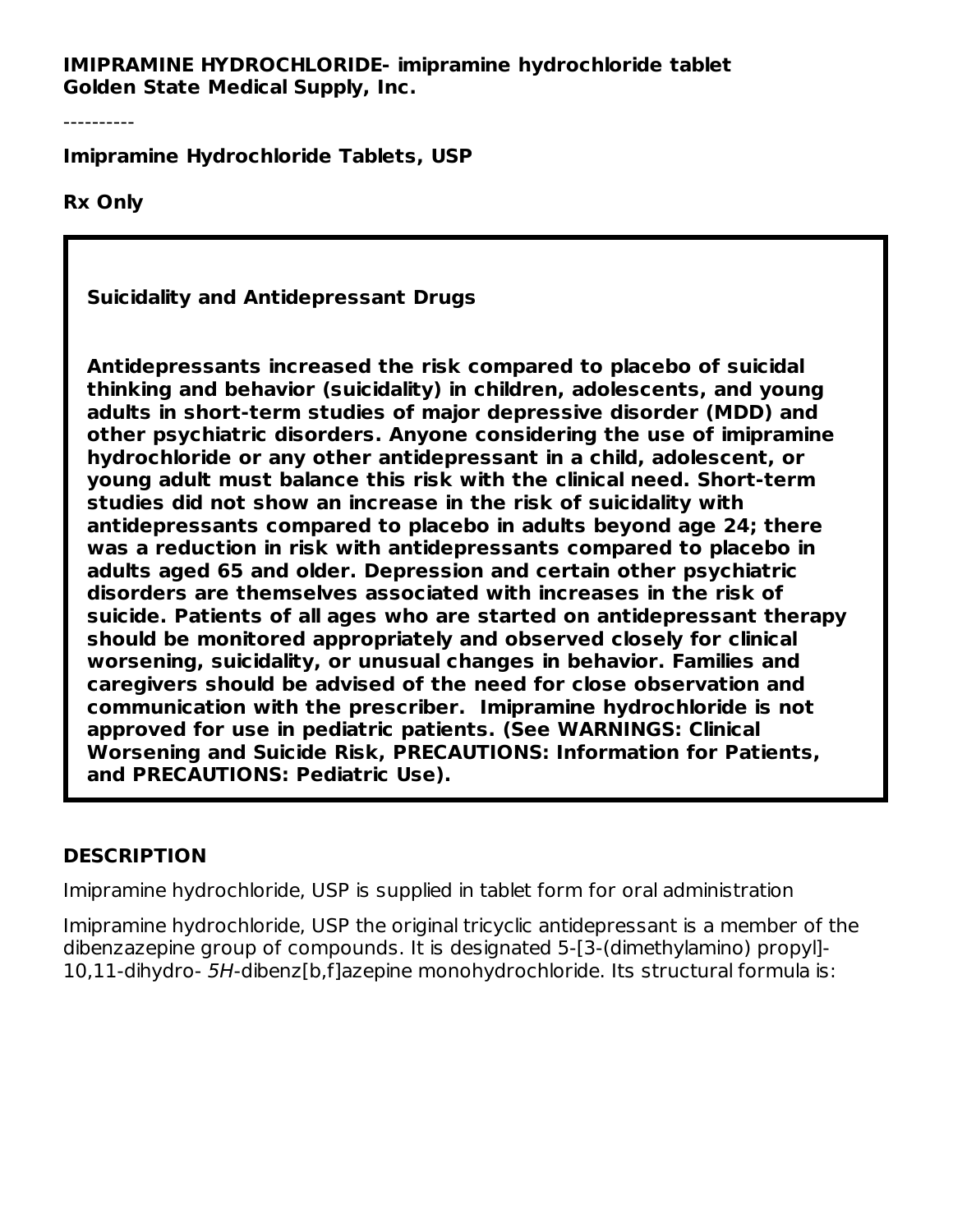**IMIPRAMINE HYDROCHLORIDE- imipramine hydrochloride tablet**
**Golden State Medical Supply, Inc.**

----------

**Imipramine Hydrochloride Tablets, USP**

**Rx Only**

**Suicidality and Antidepressant Drugs**

**Antidepressants increased the risk compared to placebo of suicidal thinking and behavior (suicidality) in children, adolescents, and young adults in short-term studies of major depressive disorder (MDD) and other psychiatric disorders. Anyone considering the use of imipramine hydrochloride or any other antidepressant in a child, adolescent, or young adult must balance this risk with the clinical need. Short-term studies did not show an increase in the risk of suicidality with antidepressants compared to placebo in adults beyond age 24; there was a reduction in risk with antidepressants compared to placebo in adults aged 65 and older. Depression and certain other psychiatric disorders are themselves associated with increases in the risk of suicide. Patients of all ages who are started on antidepressant therapy should be monitored appropriately and observed closely for clinical worsening, suicidality, or unusual changes in behavior. Families and caregivers should be advised of the need for close observation and communication with the prescriber. Imipramine hydrochloride is not approved for use in pediatric patients. (See WARNINGS: Clinical Worsening and Suicide Risk, PRECAUTIONS: Information for Patients, and PRECAUTIONS: Pediatric Use).**

## DESCRIPTION

Imipramine hydrochloride, USP is supplied in tablet form for oral administration

Imipramine hydrochloride, USP the original tricyclic antidepressant is a member of the dibenzazepine group of compounds. It is designated 5-[3-(dimethylamino) propyl]-10,11-dihydro- *5H*-dibenz[b,f]azepine monohydrochloride. Its structural formula is: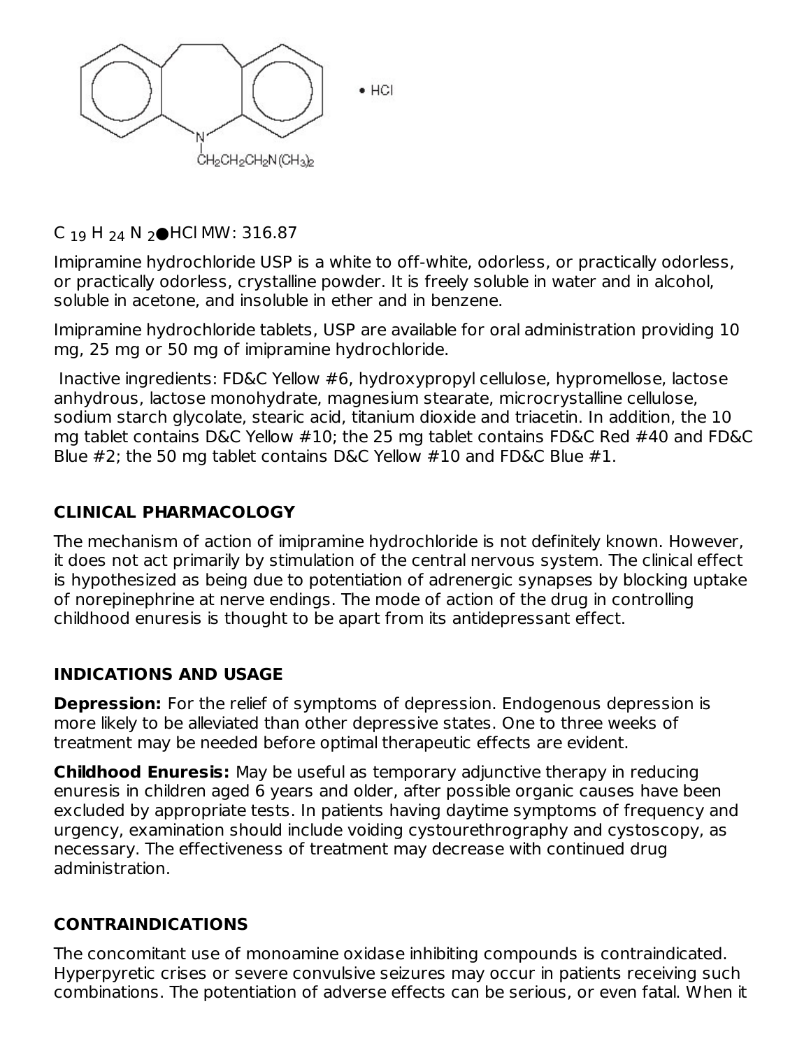• HCl

$C_{19}H_{24}N_2$●HCl MW: 316.87

Imipramine hydrochloride USP is a white to off-white, odorless, or practically odorless, or practically odorless, crystalline powder. It is freely soluble in water and in alcohol, soluble in acetone, and insoluble in ether and in benzene.

Imipramine hydrochloride tablets, USP are available for oral administration providing 10 mg, 25 mg or 50 mg of imipramine hydrochloride.

Inactive ingredients: FD&C Yellow #6, hydroxypropyl cellulose, hypromellose, lactose anhydrous, lactose monohydrate, magnesium stearate, microcrystalline cellulose, sodium starch glycolate, stearic acid, titanium dioxide and triacetin. In addition, the 10 mg tablet contains D&C Yellow #10; the 25 mg tablet contains FD&C Red #40 and FD&C Blue #2; the 50 mg tablet contains D&C Yellow #10 and FD&C Blue #1.

## CLINICAL PHARMACOLOGY

The mechanism of action of imipramine hydrochloride is not definitely known. However, it does not act primarily by stimulation of the central nervous system. The clinical effect is hypothesized as being due to potentiation of adrenergic synapses by blocking uptake of norepinephrine at nerve endings. The mode of action of the drug in controlling childhood enuresis is thought to be apart from its antidepressant effect.

## INDICATIONS AND USAGE

**Depression:** For the relief of symptoms of depression. Endogenous depression is more likely to be alleviated than other depressive states. One to three weeks of treatment may be needed before optimal therapeutic effects are evident.

**Childhood Enuresis:** May be useful as temporary adjunctive therapy in reducing enuresis in children aged 6 years and older, after possible organic causes have been excluded by appropriate tests. In patients having daytime symptoms of frequency and urgency, examination should include voiding cystourethrography and cystoscopy, as necessary. The effectiveness of treatment may decrease with continued drug administration.

## CONTRAINDICATIONS

The concomitant use of monoamine oxidase inhibiting compounds is contraindicated. Hyperpyretic crises or severe convulsive seizures may occur in patients receiving such combinations. The potentiation of adverse effects can be serious, or even fatal. When it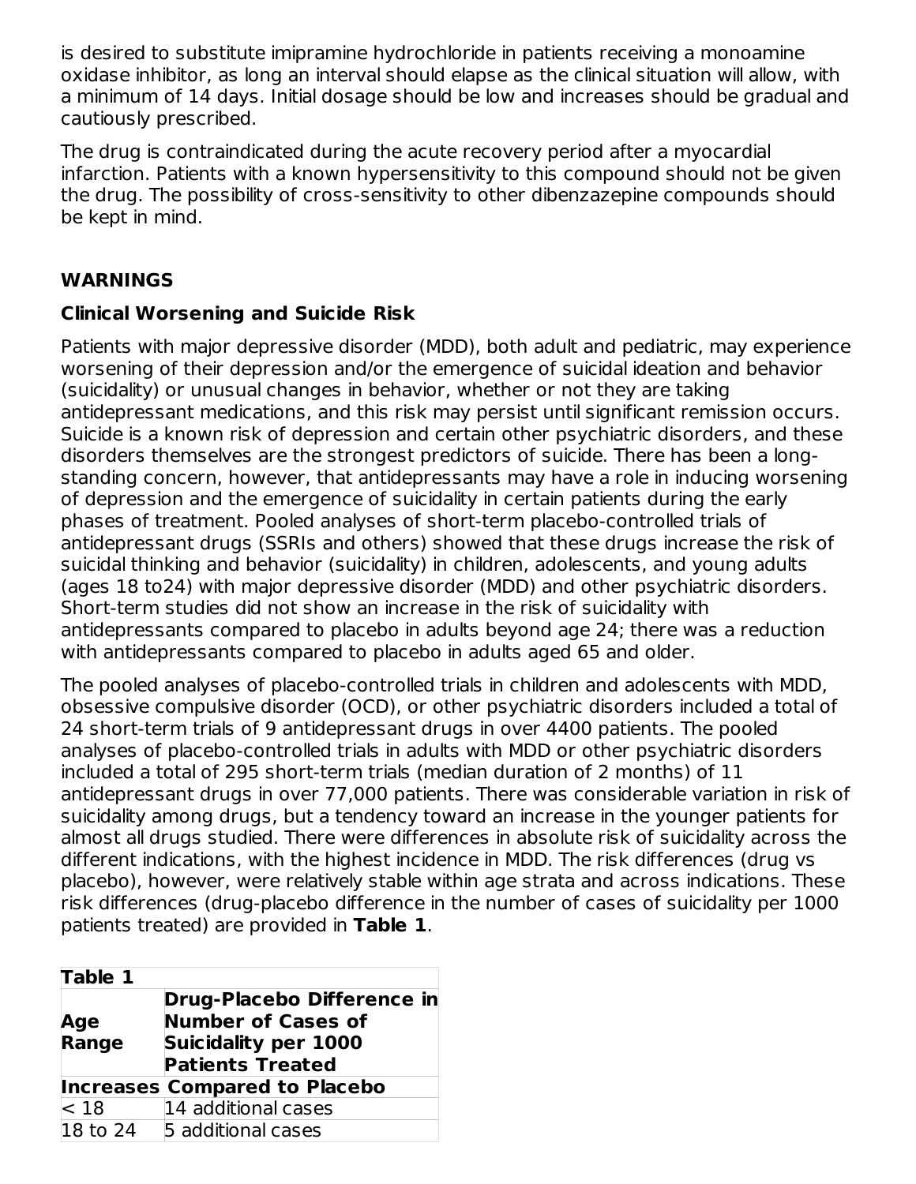is desired to substitute imipramine hydrochloride in patients receiving a monoamine oxidase inhibitor, as long an interval should elapse as the clinical situation will allow, with a minimum of 14 days. Initial dosage should be low and increases should be gradual and cautiously prescribed.

The drug is contraindicated during the acute recovery period after a myocardial infarction. Patients with a known hypersensitivity to this compound should not be given the drug. The possibility of cross-sensitivity to other dibenzazepine compounds should be kept in mind.

## WARNINGS

### Clinical Worsening and Suicide Risk

Patients with major depressive disorder (MDD), both adult and pediatric, may experience worsening of their depression and/or the emergence of suicidal ideation and behavior (suicidality) or unusual changes in behavior, whether or not they are taking antidepressant medications, and this risk may persist until significant remission occurs. Suicide is a known risk of depression and certain other psychiatric disorders, and these disorders themselves are the strongest predictors of suicide. There has been a long-standing concern, however, that antidepressants may have a role in inducing worsening of depression and the emergence of suicidality in certain patients during the early phases of treatment. Pooled analyses of short-term placebo-controlled trials of antidepressant drugs (SSRIs and others) showed that these drugs increase the risk of suicidal thinking and behavior (suicidality) in children, adolescents, and young adults (ages 18 to24) with major depressive disorder (MDD) and other psychiatric disorders. Short-term studies did not show an increase in the risk of suicidality with antidepressants compared to placebo in adults beyond age 24; there was a reduction with antidepressants compared to placebo in adults aged 65 and older.

The pooled analyses of placebo-controlled trials in children and adolescents with MDD, obsessive compulsive disorder (OCD), or other psychiatric disorders included a total of 24 short-term trials of 9 antidepressant drugs in over 4400 patients. The pooled analyses of placebo-controlled trials in adults with MDD or other psychiatric disorders included a total of 295 short-term trials (median duration of 2 months) of 11 antidepressant drugs in over 77,000 patients. There was considerable variation in risk of suicidality among drugs, but a tendency toward an increase in the younger patients for almost all drugs studied. There were differences in absolute risk of suicidality across the different indications, with the highest incidence in MDD. The risk differences (drug vs placebo), however, were relatively stable within age strata and across indications. These risk differences (drug-placebo difference in the number of cases of suicidality per 1000 patients treated) are provided in **Table 1**.

**Table 1**

| Age Range | Drug-Placebo Difference in Number of Cases of Suicidality per 1000 Patients Treated |
|---|---|
| **Increases Compared to Placebo** | |
| < 18 | 14 additional cases |
| 18 to 24 | 5 additional cases |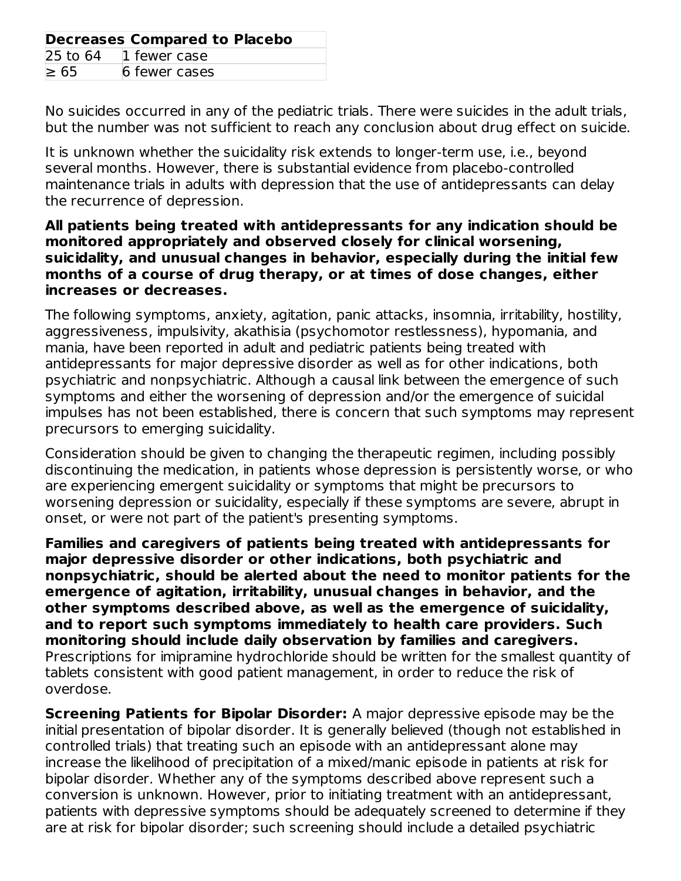| Decreases Compared to Placebo | |
|---|---|
| 25 to 64 | 1 fewer case |
| ≥ 65 | 6 fewer cases |

No suicides occurred in any of the pediatric trials. There were suicides in the adult trials, but the number was not sufficient to reach any conclusion about drug effect on suicide.

It is unknown whether the suicidality risk extends to longer-term use, i.e., beyond several months. However, there is substantial evidence from placebo-controlled maintenance trials in adults with depression that the use of antidepressants can delay the recurrence of depression.

**All patients being treated with antidepressants for any indication should be monitored appropriately and observed closely for clinical worsening, suicidality, and unusual changes in behavior, especially during the initial few months of a course of drug therapy, or at times of dose changes, either increases or decreases.**

The following symptoms, anxiety, agitation, panic attacks, insomnia, irritability, hostility, aggressiveness, impulsivity, akathisia (psychomotor restlessness), hypomania, and mania, have been reported in adult and pediatric patients being treated with antidepressants for major depressive disorder as well as for other indications, both psychiatric and nonpsychiatric. Although a causal link between the emergence of such symptoms and either the worsening of depression and/or the emergence of suicidal impulses has not been established, there is concern that such symptoms may represent precursors to emerging suicidality.

Consideration should be given to changing the therapeutic regimen, including possibly discontinuing the medication, in patients whose depression is persistently worse, or who are experiencing emergent suicidality or symptoms that might be precursors to worsening depression or suicidality, especially if these symptoms are severe, abrupt in onset, or were not part of the patient's presenting symptoms.

**Families and caregivers of patients being treated with antidepressants for major depressive disorder or other indications, both psychiatric and nonpsychiatric, should be alerted about the need to monitor patients for the emergence of agitation, irritability, unusual changes in behavior, and the other symptoms described above, as well as the emergence of suicidality, and to report such symptoms immediately to health care providers. Such monitoring should include daily observation by families and caregivers.** Prescriptions for imipramine hydrochloride should be written for the smallest quantity of tablets consistent with good patient management, in order to reduce the risk of overdose.

**Screening Patients for Bipolar Disorder:** A major depressive episode may be the initial presentation of bipolar disorder. It is generally believed (though not established in controlled trials) that treating such an episode with an antidepressant alone may increase the likelihood of precipitation of a mixed/manic episode in patients at risk for bipolar disorder. Whether any of the symptoms described above represent such a conversion is unknown. However, prior to initiating treatment with an antidepressant, patients with depressive symptoms should be adequately screened to determine if they are at risk for bipolar disorder; such screening should include a detailed psychiatric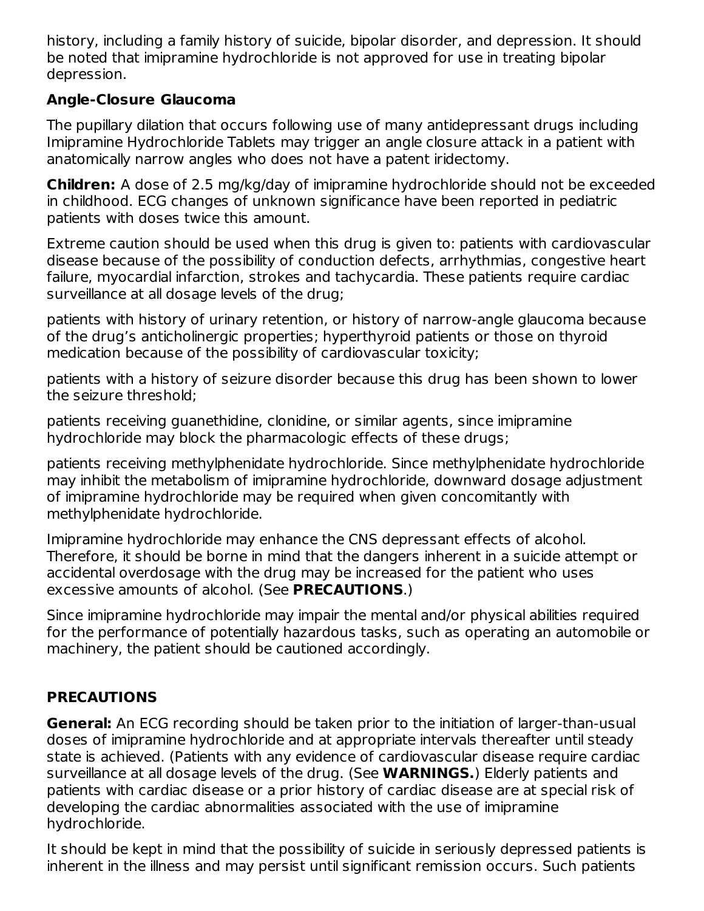history, including a family history of suicide, bipolar disorder, and depression. It should be noted that imipramine hydrochloride is not approved for use in treating bipolar depression.

### Angle-Closure Glaucoma

The pupillary dilation that occurs following use of many antidepressant drugs including Imipramine Hydrochloride Tablets may trigger an angle closure attack in a patient with anatomically narrow angles who does not have a patent iridectomy.

**Children:** A dose of 2.5 mg/kg/day of imipramine hydrochloride should not be exceeded in childhood. ECG changes of unknown significance have been reported in pediatric patients with doses twice this amount.

Extreme caution should be used when this drug is given to: patients with cardiovascular disease because of the possibility of conduction defects, arrhythmias, congestive heart failure, myocardial infarction, strokes and tachycardia. These patients require cardiac surveillance at all dosage levels of the drug;

patients with history of urinary retention, or history of narrow-angle glaucoma because of the drug's anticholinergic properties; hyperthyroid patients or those on thyroid medication because of the possibility of cardiovascular toxicity;

patients with a history of seizure disorder because this drug has been shown to lower the seizure threshold;

patients receiving guanethidine, clonidine, or similar agents, since imipramine hydrochloride may block the pharmacologic effects of these drugs;

patients receiving methylphenidate hydrochloride. Since methylphenidate hydrochloride may inhibit the metabolism of imipramine hydrochloride, downward dosage adjustment of imipramine hydrochloride may be required when given concomitantly with methylphenidate hydrochloride.

Imipramine hydrochloride may enhance the CNS depressant effects of alcohol. Therefore, it should be borne in mind that the dangers inherent in a suicide attempt or accidental overdosage with the drug may be increased for the patient who uses excessive amounts of alcohol. (See **PRECAUTIONS**.)

Since imipramine hydrochloride may impair the mental and/or physical abilities required for the performance of potentially hazardous tasks, such as operating an automobile or machinery, the patient should be cautioned accordingly.

## PRECAUTIONS

**General:** An ECG recording should be taken prior to the initiation of larger-than-usual doses of imipramine hydrochloride and at appropriate intervals thereafter until steady state is achieved. (Patients with any evidence of cardiovascular disease require cardiac surveillance at all dosage levels of the drug. (See **WARNINGS.**) Elderly patients and patients with cardiac disease or a prior history of cardiac disease are at special risk of developing the cardiac abnormalities associated with the use of imipramine hydrochloride.

It should be kept in mind that the possibility of suicide in seriously depressed patients is inherent in the illness and may persist until significant remission occurs. Such patients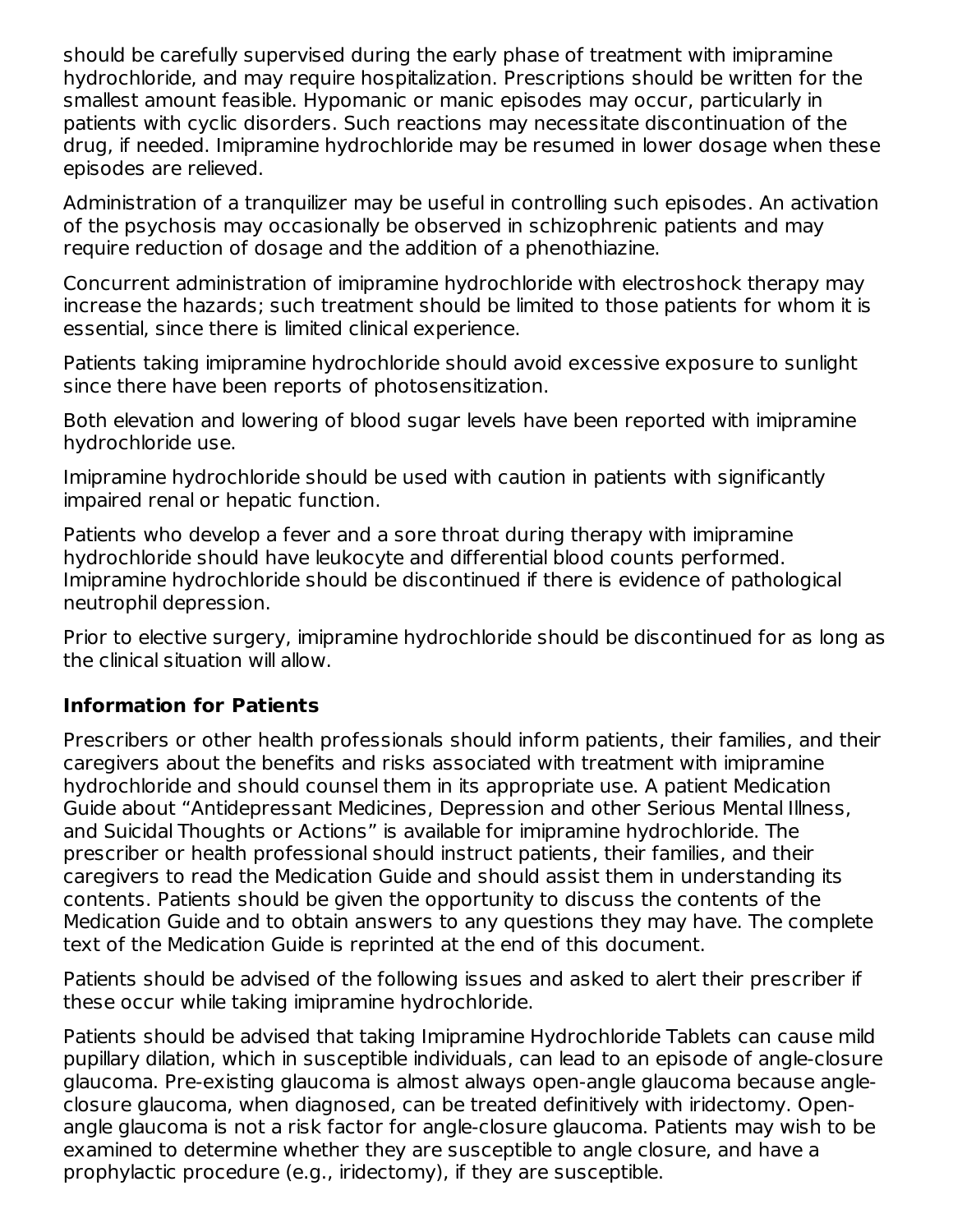should be carefully supervised during the early phase of treatment with imipramine hydrochloride, and may require hospitalization. Prescriptions should be written for the smallest amount feasible. Hypomanic or manic episodes may occur, particularly in patients with cyclic disorders. Such reactions may necessitate discontinuation of the drug, if needed. Imipramine hydrochloride may be resumed in lower dosage when these episodes are relieved.

Administration of a tranquilizer may be useful in controlling such episodes. An activation of the psychosis may occasionally be observed in schizophrenic patients and may require reduction of dosage and the addition of a phenothiazine.

Concurrent administration of imipramine hydrochloride with electroshock therapy may increase the hazards; such treatment should be limited to those patients for whom it is essential, since there is limited clinical experience.

Patients taking imipramine hydrochloride should avoid excessive exposure to sunlight since there have been reports of photosensitization.

Both elevation and lowering of blood sugar levels have been reported with imipramine hydrochloride use.

Imipramine hydrochloride should be used with caution in patients with significantly impaired renal or hepatic function.

Patients who develop a fever and a sore throat during therapy with imipramine hydrochloride should have leukocyte and differential blood counts performed. Imipramine hydrochloride should be discontinued if there is evidence of pathological neutrophil depression.

Prior to elective surgery, imipramine hydrochloride should be discontinued for as long as the clinical situation will allow.

### Information for Patients

Prescribers or other health professionals should inform patients, their families, and their caregivers about the benefits and risks associated with treatment with imipramine hydrochloride and should counsel them in its appropriate use. A patient Medication Guide about "Antidepressant Medicines, Depression and other Serious Mental Illness, and Suicidal Thoughts or Actions" is available for imipramine hydrochloride. The prescriber or health professional should instruct patients, their families, and their caregivers to read the Medication Guide and should assist them in understanding its contents. Patients should be given the opportunity to discuss the contents of the Medication Guide and to obtain answers to any questions they may have. The complete text of the Medication Guide is reprinted at the end of this document.

Patients should be advised of the following issues and asked to alert their prescriber if these occur while taking imipramine hydrochloride.

Patients should be advised that taking Imipramine Hydrochloride Tablets can cause mild pupillary dilation, which in susceptible individuals, can lead to an episode of angle-closure glaucoma. Pre-existing glaucoma is almost always open-angle glaucoma because angle-closure glaucoma, when diagnosed, can be treated definitively with iridectomy. Open-angle glaucoma is not a risk factor for angle-closure glaucoma. Patients may wish to be examined to determine whether they are susceptible to angle closure, and have a prophylactic procedure (e.g., iridectomy), if they are susceptible.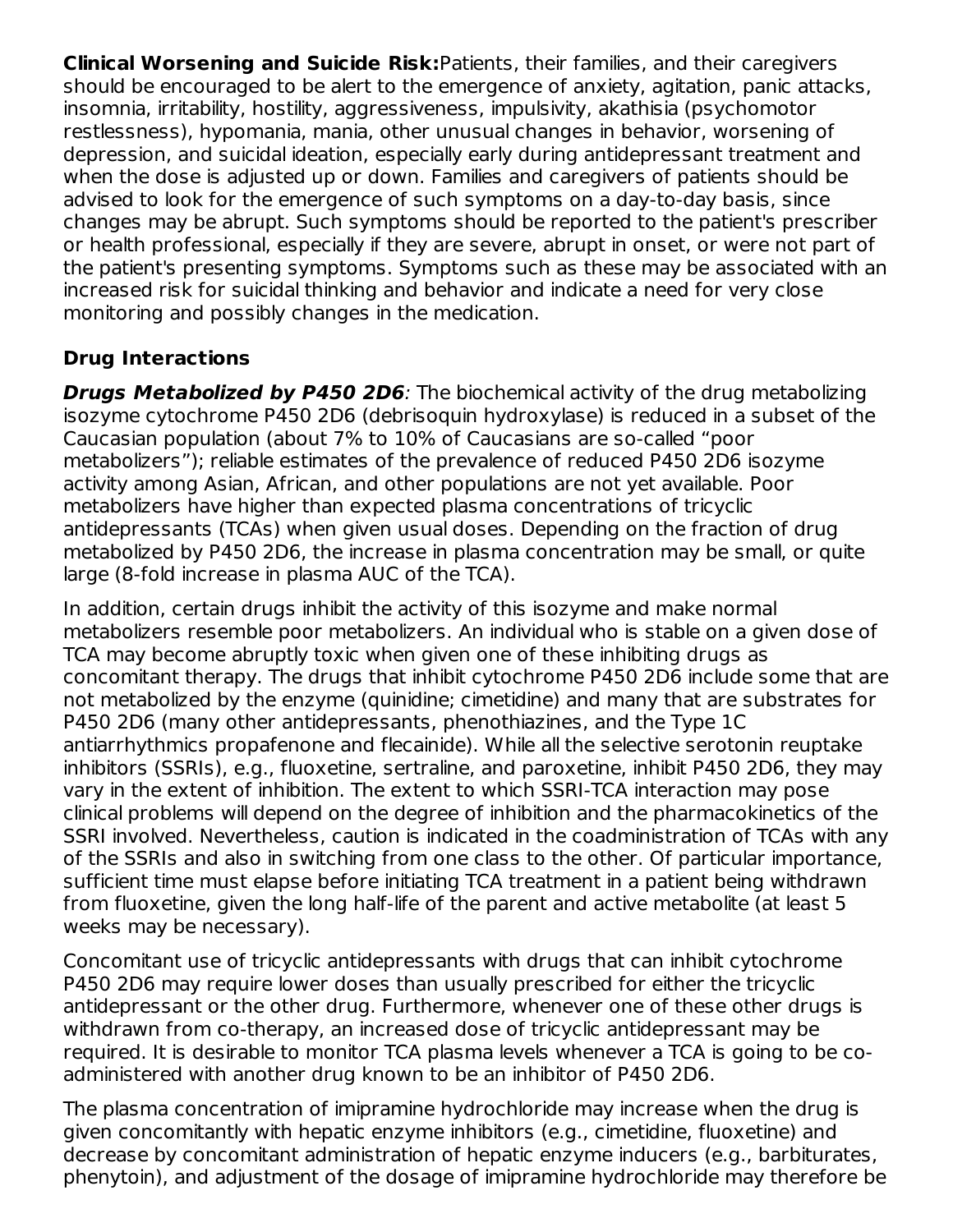**Clinical Worsening and Suicide Risk:** Patients, their families, and their caregivers should be encouraged to be alert to the emergence of anxiety, agitation, panic attacks, insomnia, irritability, hostility, aggressiveness, impulsivity, akathisia (psychomotor restlessness), hypomania, mania, other unusual changes in behavior, worsening of depression, and suicidal ideation, especially early during antidepressant treatment and when the dose is adjusted up or down. Families and caregivers of patients should be advised to look for the emergence of such symptoms on a day-to-day basis, since changes may be abrupt. Such symptoms should be reported to the patient's prescriber or health professional, especially if they are severe, abrupt in onset, or were not part of the patient's presenting symptoms. Symptoms such as these may be associated with an increased risk for suicidal thinking and behavior and indicate a need for very close monitoring and possibly changes in the medication.

**Drug Interactions**

***Drugs Metabolized by P450 2D6***: The biochemical activity of the drug metabolizing isozyme cytochrome P450 2D6 (debrisoquin hydroxylase) is reduced in a subset of the Caucasian population (about 7% to 10% of Caucasians are so-called "poor metabolizers"); reliable estimates of the prevalence of reduced P450 2D6 isozyme activity among Asian, African, and other populations are not yet available. Poor metabolizers have higher than expected plasma concentrations of tricyclic antidepressants (TCAs) when given usual doses. Depending on the fraction of drug metabolized by P450 2D6, the increase in plasma concentration may be small, or quite large (8-fold increase in plasma AUC of the TCA).

In addition, certain drugs inhibit the activity of this isozyme and make normal metabolizers resemble poor metabolizers. An individual who is stable on a given dose of TCA may become abruptly toxic when given one of these inhibiting drugs as concomitant therapy. The drugs that inhibit cytochrome P450 2D6 include some that are not metabolized by the enzyme (quinidine; cimetidine) and many that are substrates for P450 2D6 (many other antidepressants, phenothiazines, and the Type 1C antiarrhythmics propafenone and flecainide). While all the selective serotonin reuptake inhibitors (SSRIs), e.g., fluoxetine, sertraline, and paroxetine, inhibit P450 2D6, they may vary in the extent of inhibition. The extent to which SSRI-TCA interaction may pose clinical problems will depend on the degree of inhibition and the pharmacokinetics of the SSRI involved. Nevertheless, caution is indicated in the coadministration of TCAs with any of the SSRIs and also in switching from one class to the other. Of particular importance, sufficient time must elapse before initiating TCA treatment in a patient being withdrawn from fluoxetine, given the long half-life of the parent and active metabolite (at least 5 weeks may be necessary).

Concomitant use of tricyclic antidepressants with drugs that can inhibit cytochrome P450 2D6 may require lower doses than usually prescribed for either the tricyclic antidepressant or the other drug. Furthermore, whenever one of these other drugs is withdrawn from co-therapy, an increased dose of tricyclic antidepressant may be required. It is desirable to monitor TCA plasma levels whenever a TCA is going to be co-administered with another drug known to be an inhibitor of P450 2D6.

The plasma concentration of imipramine hydrochloride may increase when the drug is given concomitantly with hepatic enzyme inhibitors (e.g., cimetidine, fluoxetine) and decrease by concomitant administration of hepatic enzyme inducers (e.g., barbiturates, phenytoin), and adjustment of the dosage of imipramine hydrochloride may therefore be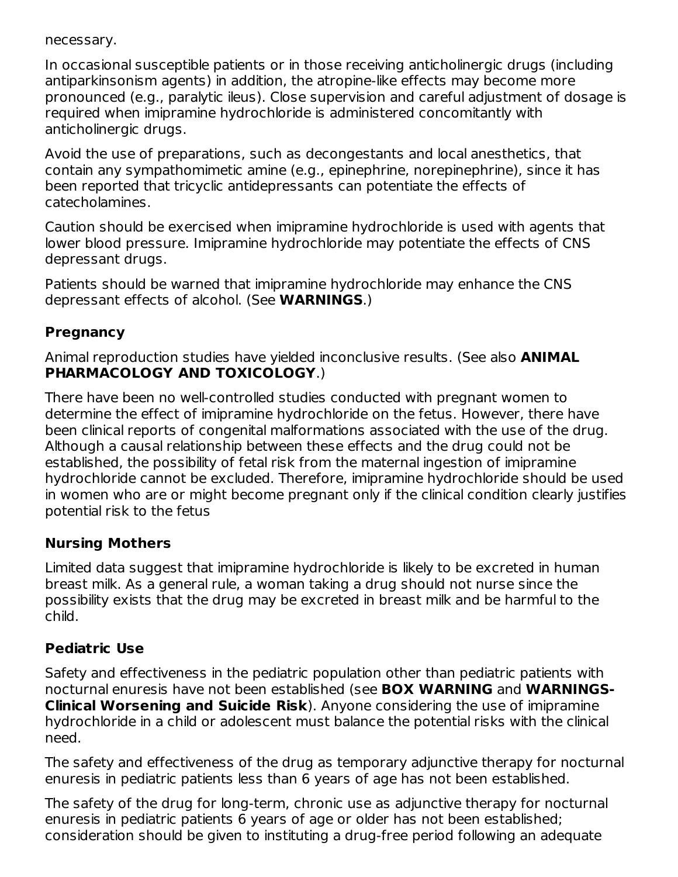necessary.

In occasional susceptible patients or in those receiving anticholinergic drugs (including antiparkinsonism agents) in addition, the atropine-like effects may become more pronounced (e.g., paralytic ileus). Close supervision and careful adjustment of dosage is required when imipramine hydrochloride is administered concomitantly with anticholinergic drugs.

Avoid the use of preparations, such as decongestants and local anesthetics, that contain any sympathomimetic amine (e.g., epinephrine, norepinephrine), since it has been reported that tricyclic antidepressants can potentiate the effects of catecholamines.

Caution should be exercised when imipramine hydrochloride is used with agents that lower blood pressure. Imipramine hydrochloride may potentiate the effects of CNS depressant drugs.

Patients should be warned that imipramine hydrochloride may enhance the CNS depressant effects of alcohol. (See **WARNINGS**.)

### Pregnancy

Animal reproduction studies have yielded inconclusive results. (See also **ANIMAL PHARMACOLOGY AND TOXICOLOGY**.)

There have been no well-controlled studies conducted with pregnant women to determine the effect of imipramine hydrochloride on the fetus. However, there have been clinical reports of congenital malformations associated with the use of the drug. Although a causal relationship between these effects and the drug could not be established, the possibility of fetal risk from the maternal ingestion of imipramine hydrochloride cannot be excluded. Therefore, imipramine hydrochloride should be used in women who are or might become pregnant only if the clinical condition clearly justifies potential risk to the fetus

### Nursing Mothers

Limited data suggest that imipramine hydrochloride is likely to be excreted in human breast milk. As a general rule, a woman taking a drug should not nurse since the possibility exists that the drug may be excreted in breast milk and be harmful to the child.

### Pediatric Use

Safety and effectiveness in the pediatric population other than pediatric patients with nocturnal enuresis have not been established (see **BOX WARNING** and **WARNINGS-Clinical Worsening and Suicide Risk**). Anyone considering the use of imipramine hydrochloride in a child or adolescent must balance the potential risks with the clinical need.

The safety and effectiveness of the drug as temporary adjunctive therapy for nocturnal enuresis in pediatric patients less than 6 years of age has not been established.

The safety of the drug for long-term, chronic use as adjunctive therapy for nocturnal enuresis in pediatric patients 6 years of age or older has not been established; consideration should be given to instituting a drug-free period following an adequate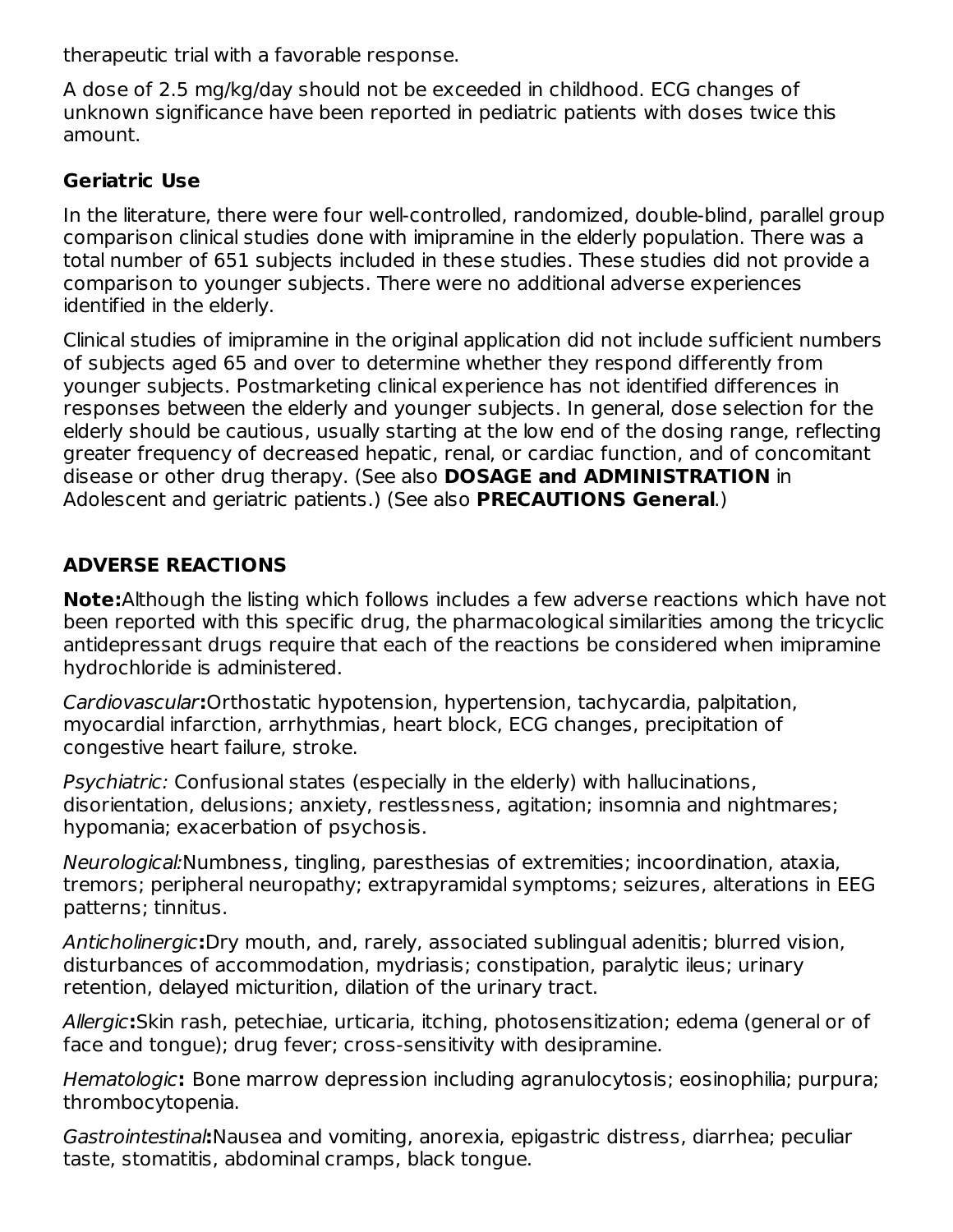therapeutic trial with a favorable response.

A dose of 2.5 mg/kg/day should not be exceeded in childhood. ECG changes of unknown significance have been reported in pediatric patients with doses twice this amount.

### Geriatric Use

In the literature, there were four well-controlled, randomized, double-blind, parallel group comparison clinical studies done with imipramine in the elderly population. There was a total number of 651 subjects included in these studies. These studies did not provide a comparison to younger subjects. There were no additional adverse experiences identified in the elderly.

Clinical studies of imipramine in the original application did not include sufficient numbers of subjects aged 65 and over to determine whether they respond differently from younger subjects. Postmarketing clinical experience has not identified differences in responses between the elderly and younger subjects. In general, dose selection for the elderly should be cautious, usually starting at the low end of the dosing range, reflecting greater frequency of decreased hepatic, renal, or cardiac function, and of concomitant disease or other drug therapy. (See also **DOSAGE and ADMINISTRATION** in Adolescent and geriatric patients.) (See also **PRECAUTIONS General**.)

## ADVERSE REACTIONS

**Note:**Although the listing which follows includes a few adverse reactions which have not been reported with this specific drug, the pharmacological similarities among the tricyclic antidepressant drugs require that each of the reactions be considered when imipramine hydrochloride is administered.

*Cardiovascular***:**Orthostatic hypotension, hypertension, tachycardia, palpitation, myocardial infarction, arrhythmias, heart block, ECG changes, precipitation of congestive heart failure, stroke.

*Psychiatric:* Confusional states (especially in the elderly) with hallucinations, disorientation, delusions; anxiety, restlessness, agitation; insomnia and nightmares; hypomania; exacerbation of psychosis.

*Neurological:*Numbness, tingling, paresthesias of extremities; incoordination, ataxia, tremors; peripheral neuropathy; extrapyramidal symptoms; seizures, alterations in EEG patterns; tinnitus.

*Anticholinergic***:**Dry mouth, and, rarely, associated sublingual adenitis; blurred vision, disturbances of accommodation, mydriasis; constipation, paralytic ileus; urinary retention, delayed micturition, dilation of the urinary tract.

*Allergic***:**Skin rash, petechiae, urticaria, itching, photosensitization; edema (general or of face and tongue); drug fever; cross-sensitivity with desipramine.

*Hematologic***:** Bone marrow depression including agranulocytosis; eosinophilia; purpura; thrombocytopenia.

*Gastrointestinal***:**Nausea and vomiting, anorexia, epigastric distress, diarrhea; peculiar taste, stomatitis, abdominal cramps, black tongue.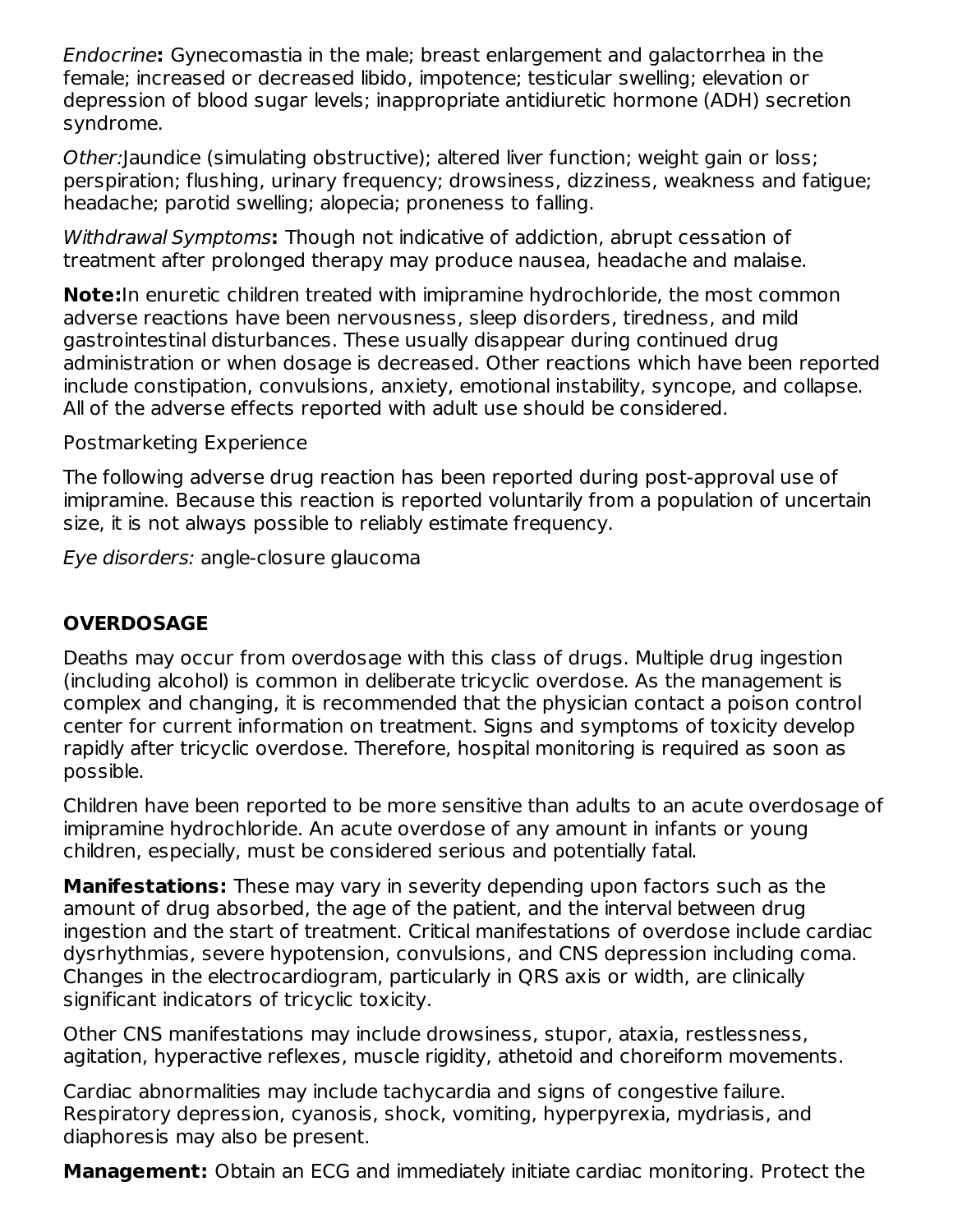*Endocrine***:** Gynecomastia in the male; breast enlargement and galactorrhea in the female; increased or decreased libido, impotence; testicular swelling; elevation or depression of blood sugar levels; inappropriate antidiuretic hormone (ADH) secretion syndrome.

*Other:*Jaundice (simulating obstructive); altered liver function; weight gain or loss; perspiration; flushing, urinary frequency; drowsiness, dizziness, weakness and fatigue; headache; parotid swelling; alopecia; proneness to falling.

*Withdrawal Symptoms***:** Though not indicative of addiction, abrupt cessation of treatment after prolonged therapy may produce nausea, headache and malaise.

**Note:**In enuretic children treated with imipramine hydrochloride, the most common adverse reactions have been nervousness, sleep disorders, tiredness, and mild gastrointestinal disturbances. These usually disappear during continued drug administration or when dosage is decreased. Other reactions which have been reported include constipation, convulsions, anxiety, emotional instability, syncope, and collapse. All of the adverse effects reported with adult use should be considered.

Postmarketing Experience

The following adverse drug reaction has been reported during post-approval use of imipramine. Because this reaction is reported voluntarily from a population of uncertain size, it is not always possible to reliably estimate frequency.

*Eye disorders:* angle-closure glaucoma

## OVERDOSAGE

Deaths may occur from overdosage with this class of drugs. Multiple drug ingestion (including alcohol) is common in deliberate tricyclic overdose. As the management is complex and changing, it is recommended that the physician contact a poison control center for current information on treatment. Signs and symptoms of toxicity develop rapidly after tricyclic overdose. Therefore, hospital monitoring is required as soon as possible.

Children have been reported to be more sensitive than adults to an acute overdosage of imipramine hydrochloride. An acute overdose of any amount in infants or young children, especially, must be considered serious and potentially fatal.

**Manifestations:** These may vary in severity depending upon factors such as the amount of drug absorbed, the age of the patient, and the interval between drug ingestion and the start of treatment. Critical manifestations of overdose include cardiac dysrhythmias, severe hypotension, convulsions, and CNS depression including coma. Changes in the electrocardiogram, particularly in QRS axis or width, are clinically significant indicators of tricyclic toxicity.

Other CNS manifestations may include drowsiness, stupor, ataxia, restlessness, agitation, hyperactive reflexes, muscle rigidity, athetoid and choreiform movements.

Cardiac abnormalities may include tachycardia and signs of congestive failure. Respiratory depression, cyanosis, shock, vomiting, hyperpyrexia, mydriasis, and diaphoresis may also be present.

**Management:** Obtain an ECG and immediately initiate cardiac monitoring. Protect the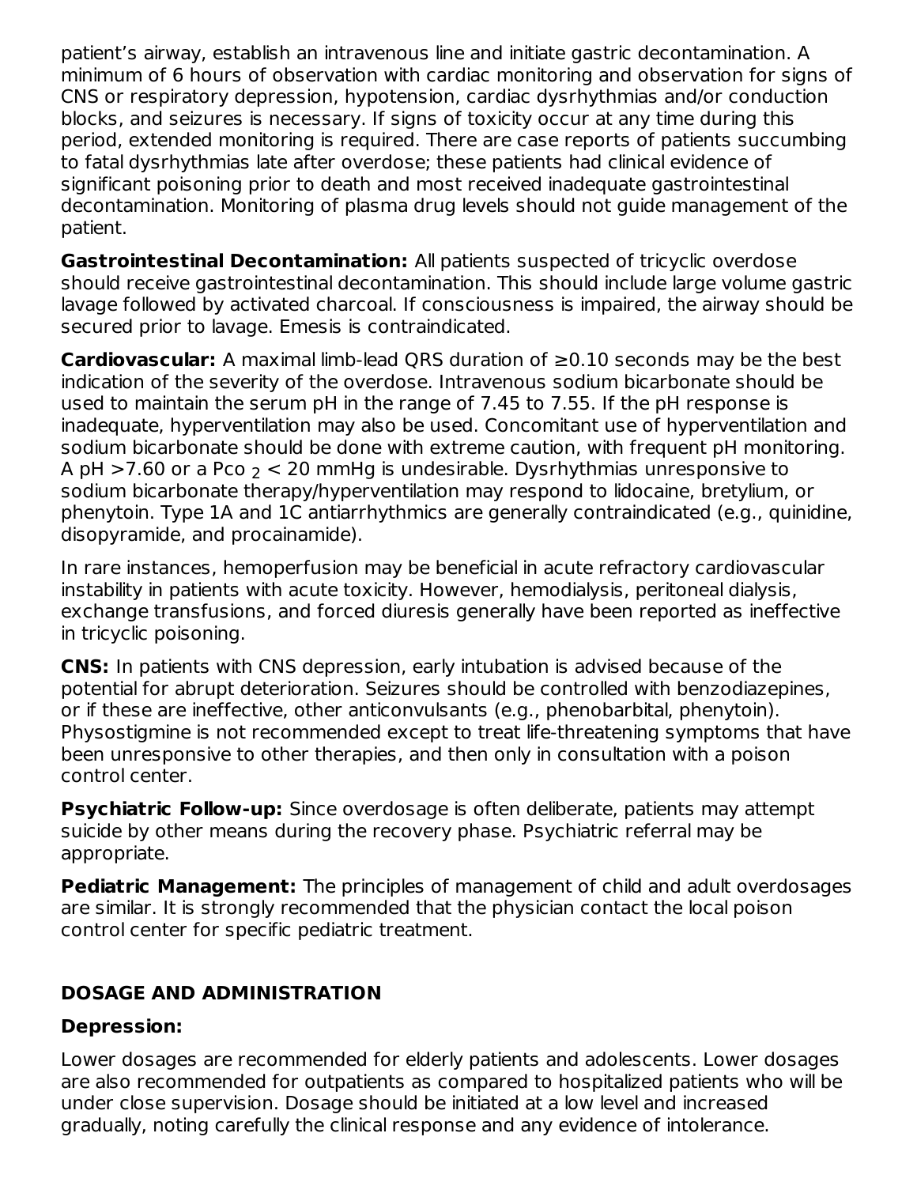patient's airway, establish an intravenous line and initiate gastric decontamination. A minimum of 6 hours of observation with cardiac monitoring and observation for signs of CNS or respiratory depression, hypotension, cardiac dysrhythmias and/or conduction blocks, and seizures is necessary. If signs of toxicity occur at any time during this period, extended monitoring is required. There are case reports of patients succumbing to fatal dysrhythmias late after overdose; these patients had clinical evidence of significant poisoning prior to death and most received inadequate gastrointestinal decontamination. Monitoring of plasma drug levels should not guide management of the patient.

**Gastrointestinal Decontamination:** All patients suspected of tricyclic overdose should receive gastrointestinal decontamination. This should include large volume gastric lavage followed by activated charcoal. If consciousness is impaired, the airway should be secured prior to lavage. Emesis is contraindicated.

**Cardiovascular:** A maximal limb-lead QRS duration of ≥0.10 seconds may be the best indication of the severity of the overdose. Intravenous sodium bicarbonate should be used to maintain the serum pH in the range of 7.45 to 7.55. If the pH response is inadequate, hyperventilation may also be used. Concomitant use of hyperventilation and sodium bicarbonate should be done with extreme caution, with frequent pH monitoring. A pH >7.60 or a $Pco_2$ < 20 mmHg is undesirable. Dysrhythmias unresponsive to sodium bicarbonate therapy/hyperventilation may respond to lidocaine, bretylium, or phenytoin. Type 1A and 1C antiarrhythmics are generally contraindicated (e.g., quinidine, disopyramide, and procainamide).

In rare instances, hemoperfusion may be beneficial in acute refractory cardiovascular instability in patients with acute toxicity. However, hemodialysis, peritoneal dialysis, exchange transfusions, and forced diuresis generally have been reported as ineffective in tricyclic poisoning.

**CNS:** In patients with CNS depression, early intubation is advised because of the potential for abrupt deterioration. Seizures should be controlled with benzodiazepines, or if these are ineffective, other anticonvulsants (e.g., phenobarbital, phenytoin). Physostigmine is not recommended except to treat life-threatening symptoms that have been unresponsive to other therapies, and then only in consultation with a poison control center.

**Psychiatric Follow-up:** Since overdosage is often deliberate, patients may attempt suicide by other means during the recovery phase. Psychiatric referral may be appropriate.

**Pediatric Management:** The principles of management of child and adult overdosages are similar. It is strongly recommended that the physician contact the local poison control center for specific pediatric treatment.

## DOSAGE AND ADMINISTRATION

### Depression:

Lower dosages are recommended for elderly patients and adolescents. Lower dosages are also recommended for outpatients as compared to hospitalized patients who will be under close supervision. Dosage should be initiated at a low level and increased gradually, noting carefully the clinical response and any evidence of intolerance.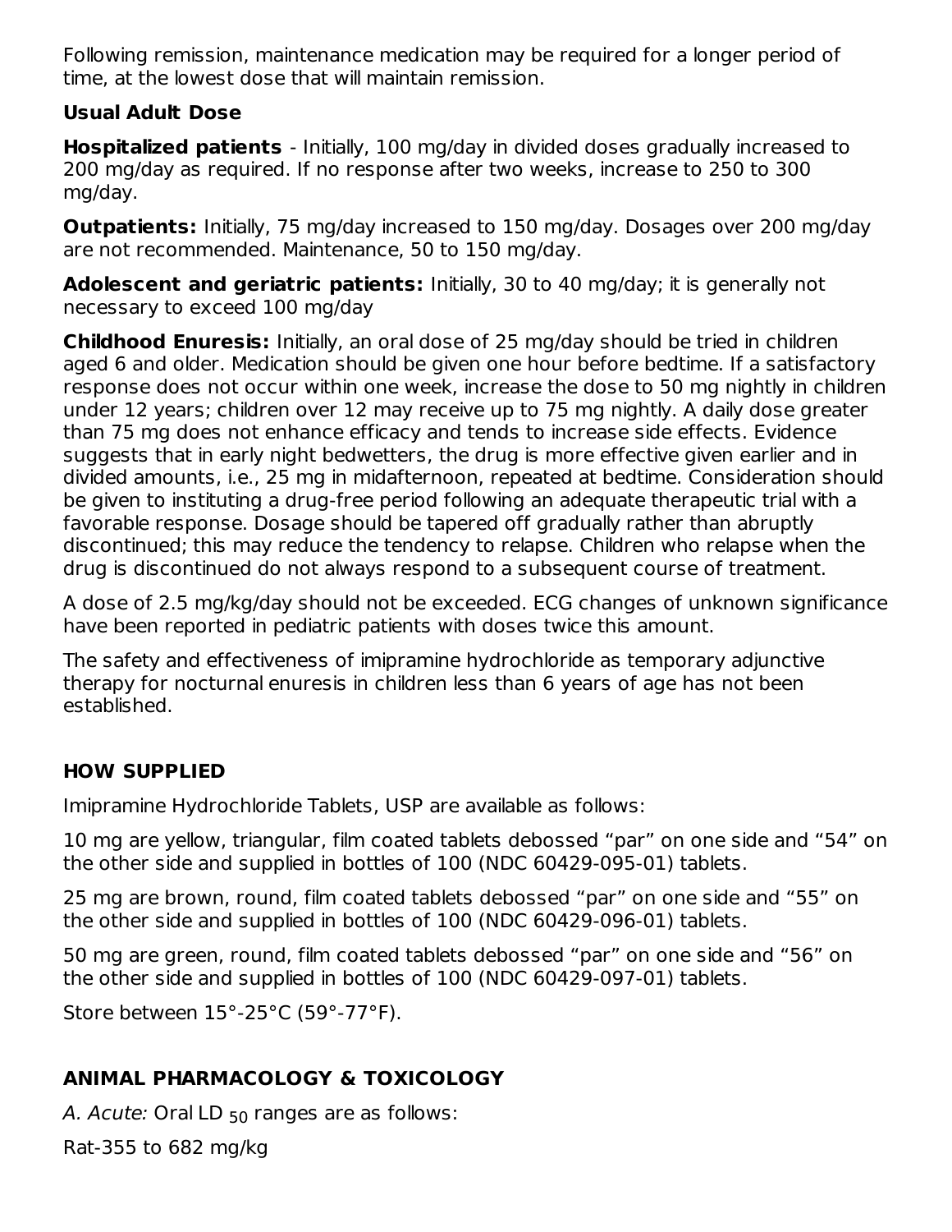Following remission, maintenance medication may be required for a longer period of time, at the lowest dose that will maintain remission.

**Usual Adult Dose**

**Hospitalized patients** - Initially, 100 mg/day in divided doses gradually increased to 200 mg/day as required. If no response after two weeks, increase to 250 to 300 mg/day.

**Outpatients:** Initially, 75 mg/day increased to 150 mg/day. Dosages over 200 mg/day are not recommended. Maintenance, 50 to 150 mg/day.

**Adolescent and geriatric patients:** Initially, 30 to 40 mg/day; it is generally not necessary to exceed 100 mg/day

**Childhood Enuresis:** Initially, an oral dose of 25 mg/day should be tried in children aged 6 and older. Medication should be given one hour before bedtime. If a satisfactory response does not occur within one week, increase the dose to 50 mg nightly in children under 12 years; children over 12 may receive up to 75 mg nightly. A daily dose greater than 75 mg does not enhance efficacy and tends to increase side effects. Evidence suggests that in early night bedwetters, the drug is more effective given earlier and in divided amounts, i.e., 25 mg in midafternoon, repeated at bedtime. Consideration should be given to instituting a drug-free period following an adequate therapeutic trial with a favorable response. Dosage should be tapered off gradually rather than abruptly discontinued; this may reduce the tendency to relapse. Children who relapse when the drug is discontinued do not always respond to a subsequent course of treatment.

A dose of 2.5 mg/kg/day should not be exceeded. ECG changes of unknown significance have been reported in pediatric patients with doses twice this amount.

The safety and effectiveness of imipramine hydrochloride as temporary adjunctive therapy for nocturnal enuresis in children less than 6 years of age has not been established.

## HOW SUPPLIED

Imipramine Hydrochloride Tablets, USP are available as follows:

10 mg are yellow, triangular, film coated tablets debossed “par” on one side and “54” on the other side and supplied in bottles of 100 (NDC 60429-095-01) tablets.

25 mg are brown, round, film coated tablets debossed “par” on one side and “55” on the other side and supplied in bottles of 100 (NDC 60429-096-01) tablets.

50 mg are green, round, film coated tablets debossed “par” on one side and “56” on the other side and supplied in bottles of 100 (NDC 60429-097-01) tablets.

Store between 15°-25°C (59°-77°F).

## ANIMAL PHARMACOLOGY & TOXICOLOGY

*A. Acute:* Oral $LD_{50}$ ranges are as follows:

Rat-355 to 682 mg/kg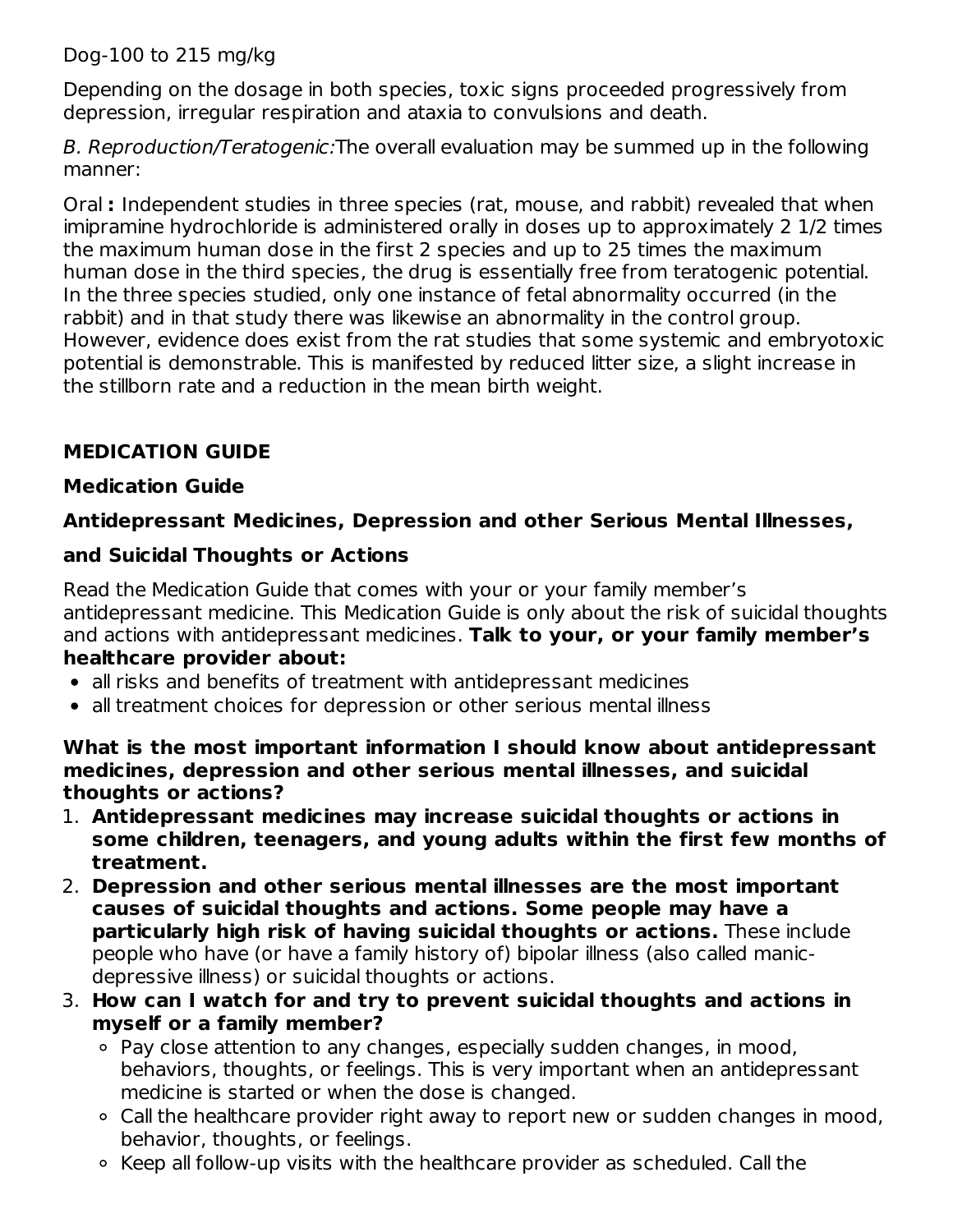Dog-100 to 215 mg/kg

Depending on the dosage in both species, toxic signs proceeded progressively from depression, irregular respiration and ataxia to convulsions and death.

*B. Reproduction/Teratogenic:* The overall evaluation may be summed up in the following manner:

Oral **:** Independent studies in three species (rat, mouse, and rabbit) revealed that when imipramine hydrochloride is administered orally in doses up to approximately 2 1/2 times the maximum human dose in the first 2 species and up to 25 times the maximum human dose in the third species, the drug is essentially free from teratogenic potential. In the three species studied, only one instance of fetal abnormality occurred (in the rabbit) and in that study there was likewise an abnormality in the control group. However, evidence does exist from the rat studies that some systemic and embryotoxic potential is demonstrable. This is manifested by reduced litter size, a slight increase in the stillborn rate and a reduction in the mean birth weight.

## MEDICATION GUIDE

### Medication Guide

### Antidepressant Medicines, Depression and other Serious Mental Illnesses,

### and Suicidal Thoughts or Actions

Read the Medication Guide that comes with your or your family member's antidepressant medicine. This Medication Guide is only about the risk of suicidal thoughts and actions with antidepressant medicines. **Talk to your, or your family member's healthcare provider about:**

- all risks and benefits of treatment with antidepressant medicines
- all treatment choices for depression or other serious mental illness

**What is the most important information I should know about antidepressant medicines, depression and other serious mental illnesses, and suicidal thoughts or actions?**

1. **Antidepressant medicines may increase suicidal thoughts or actions in some children, teenagers, and young adults within the first few months of treatment.**
2. **Depression and other serious mental illnesses are the most important causes of suicidal thoughts and actions. Some people may have a particularly high risk of having suicidal thoughts or actions.** These include people who have (or have a family history of) bipolar illness (also called manic-depressive illness) or suicidal thoughts or actions.
3. **How can I watch for and try to prevent suicidal thoughts and actions in myself or a family member?**
    - Pay close attention to any changes, especially sudden changes, in mood, behaviors, thoughts, or feelings. This is very important when an antidepressant medicine is started or when the dose is changed.
    - Call the healthcare provider right away to report new or sudden changes in mood, behavior, thoughts, or feelings.
    - Keep all follow-up visits with the healthcare provider as scheduled. Call the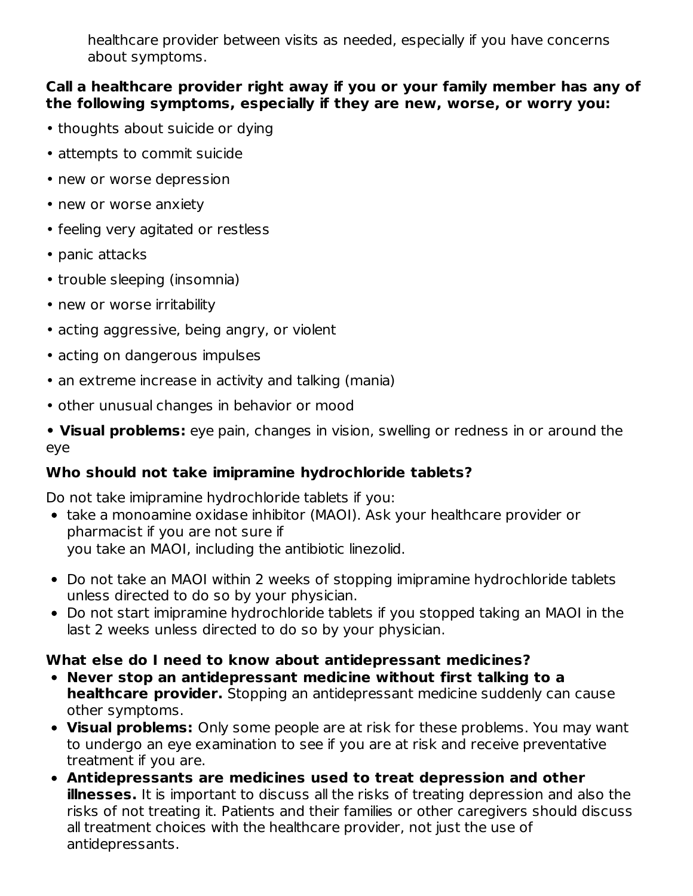healthcare provider between visits as needed, especially if you have concerns about symptoms.

**Call a healthcare provider right away if you or your family member has any of the following symptoms, especially if they are new, worse, or worry you:**

- thoughts about suicide or dying
- attempts to commit suicide
- new or worse depression
- new or worse anxiety
- feeling very agitated or restless
- panic attacks
- trouble sleeping (insomnia)
- new or worse irritability
- acting aggressive, being angry, or violent
- acting on dangerous impulses
- an extreme increase in activity and talking (mania)
- other unusual changes in behavior or mood
- **Visual problems:** eye pain, changes in vision, swelling or redness in or around the eye

**Who should not take imipramine hydrochloride tablets?**

Do not take imipramine hydrochloride tablets if you:

- take a monoamine oxidase inhibitor (MAOI). Ask your healthcare provider or pharmacist if you are not sure if you take an MAOI, including the antibiotic linezolid.
- Do not take an MAOI within 2 weeks of stopping imipramine hydrochloride tablets unless directed to do so by your physician.
- Do not start imipramine hydrochloride tablets if you stopped taking an MAOI in the last 2 weeks unless directed to do so by your physician.

**What else do I need to know about antidepressant medicines?**

- **Never stop an antidepressant medicine without first talking to a healthcare provider.** Stopping an antidepressant medicine suddenly can cause other symptoms.
- **Visual problems:** Only some people are at risk for these problems. You may want to undergo an eye examination to see if you are at risk and receive preventative treatment if you are.
- **Antidepressants are medicines used to treat depression and other illnesses.** It is important to discuss all the risks of treating depression and also the risks of not treating it. Patients and their families or other caregivers should discuss all treatment choices with the healthcare provider, not just the use of antidepressants.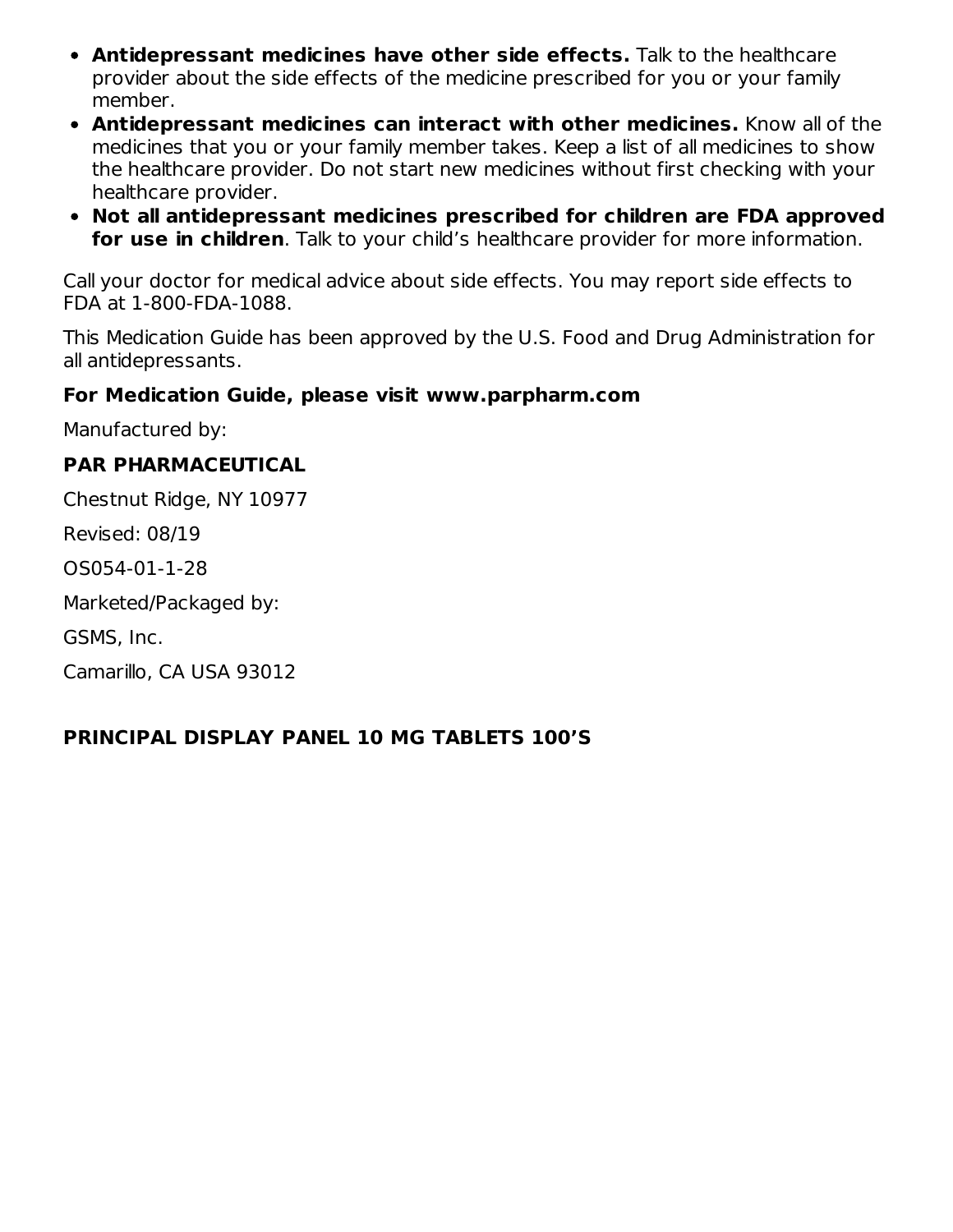- **Antidepressant medicines have other side effects.** Talk to the healthcare provider about the side effects of the medicine prescribed for you or your family member.
- **Antidepressant medicines can interact with other medicines.** Know all of the medicines that you or your family member takes. Keep a list of all medicines to show the healthcare provider. Do not start new medicines without first checking with your healthcare provider.
- **Not all antidepressant medicines prescribed for children are FDA approved for use in children**. Talk to your child's healthcare provider for more information.

Call your doctor for medical advice about side effects. You may report side effects to FDA at 1-800-FDA-1088.

This Medication Guide has been approved by the U.S. Food and Drug Administration for all antidepressants.

**For Medication Guide, please visit www.parpharm.com**

Manufactured by:

**PAR PHARMACEUTICAL**

Chestnut Ridge, NY 10977

Revised: 08/19

OS054-01-1-28

Marketed/Packaged by:

GSMS, Inc.

Camarillo, CA USA 93012

## PRINCIPAL DISPLAY PANEL 10 MG TABLETS 100'S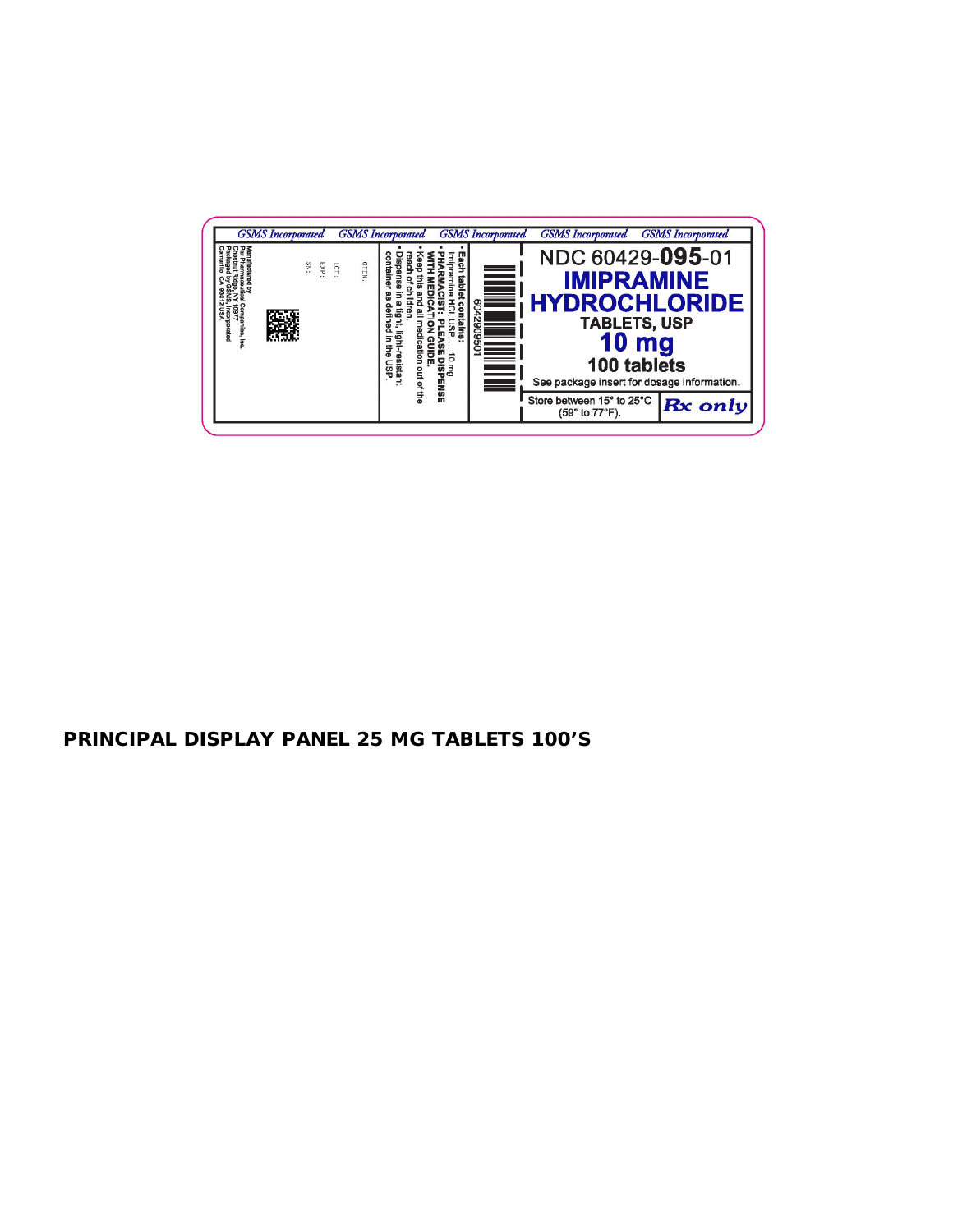GSMS Incorporated GSMS Incorporated GSMS Incorporated GSMS Incorporated GSMS Incorporated

NDC 60429-**095**-01

**IMIPRAMINE HYDROCHLORIDE**

**TABLETS, USP**

**10 mg**

**100 tablets**

See package insert for dosage information.

Store between 15° to 25°C (59° to 77°F).

**Rx only**

60429095011

- **Each tablet contains:** Imipramine HCl, USP.....10 mg
- **PHARMACIST: PLEASE DISPENSE WITH MEDICATION GUIDE.**
- **Keep this and all medication out of the reach of children.**
- **Dispense in a tight, light-resistant container as defined in the USP.**

GTIN:

LOT:

EXP:

SN:

Manufactured by Par Pharmaceutical Companies, Inc. Chestnut Ridge, NY 10977

Packaged by GSMS, Incorporated Camarillo, CA 93012 USA

**PRINCIPAL DISPLAY PANEL 25 MG TABLETS 100'S**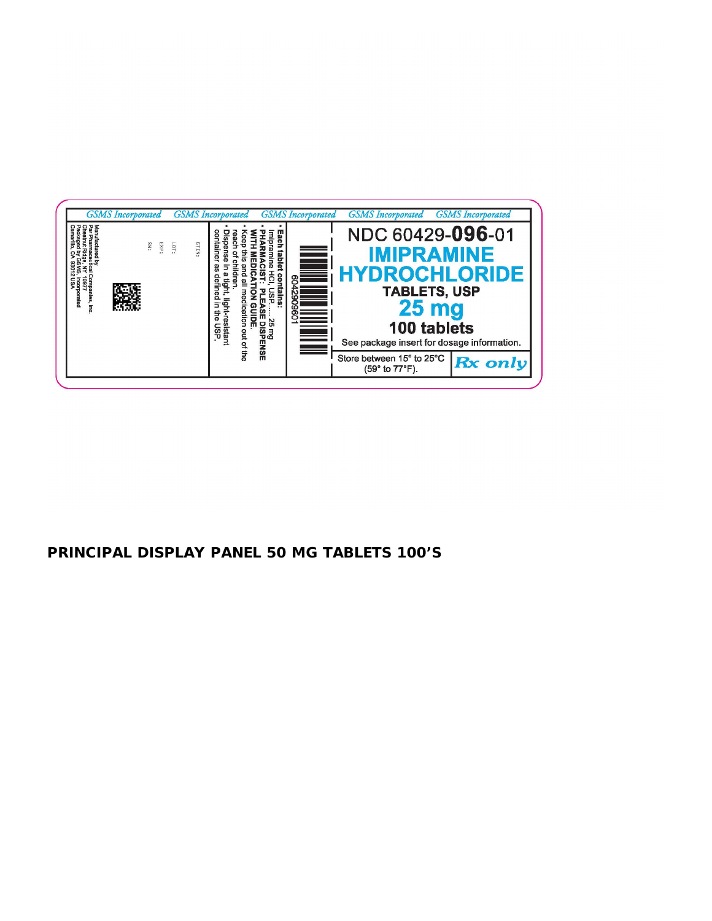GSMS Incorporated GSMS Incorporated GSMS Incorporated GSMS Incorporated GSMS Incorporated

NDC 60429-**096**-01

**IMIPRAMINE HYDROCHLORIDE**

**TABLETS, USP**

**25 mg**

**100 tablets**

See package insert for dosage information.

Store between 15° to 25°C (59° to 77°F).

**Rx only**

6042909601

- **Each tablet contains:** Imipramine HCl, USP..... 25 mg
- **PHARMACIST: PLEASE DISPENSE WITH MEDICATION GUIDE.**
- Keep this and all medication out of the reach of children.
- Dispense in a tight, light-resistant container as defined in the USP.

GTIN:

LOT:

EXP:

SN:

Manufactured by
Par Pharmaceutical Companies, Inc.
Chestnut Ridge, NY 10977
Packaged by GSMS, Incorporated
Camarillo, CA 93012 USA

**PRINCIPAL DISPLAY PANEL 50 MG TABLETS 100'S**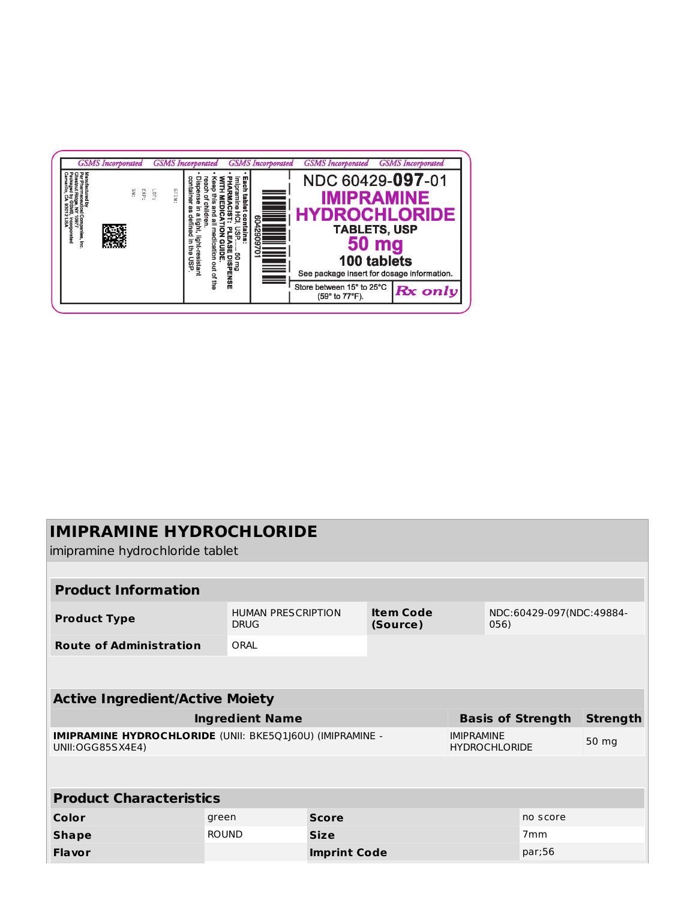GSMS Incorporated GSMS Incorporated GSMS Incorporated GSMS Incorporated GSMS Incorporated

NDC 60429-**097**-01

**IMIPRAMINE HYDROCHLORIDE**

**TABLETS, USP**

**50 mg**

**100 tablets**

See package insert for dosage information.

Store between 15° to 25°C (59° to 77°F).

**Rx only**

- **Each tablet contains:** Imipramine HCl, USP...... 50 mg
- **PHARMACIST: PLEASE DISPENSE WITH MEDICATION GUIDE.**
- Keep this and all medication out of the reach of children.
- Dispense in a tight, light-resistant container as defined in the USP.

6042909701

GTIN:

LOT:

EXP:

SN:

Manufactured by Par Pharmaceutical Companies, Inc. Chestnut Ridge, NY 10977

Packaged by GSMS, Incorporated Camarillo, CA 93012 USA

# IMIPRAMINE HYDROCHLORIDE

imipramine hydrochloride tablet

## Product Information

| Product Type | HUMAN PRESCRIPTION DRUG | Item Code (Source) | NDC:60429-097(NDC:49884-056) |
|---|---|---|---|
| Route of Administration | ORAL | | |

## Active Ingredient/Active Moiety

| Ingredient Name | Basis of Strength | Strength |
|---|---|---|
| **IMIPRAMINE HYDROCHLORIDE** (UNII: BKE5Q1J60U) (IMIPRAMINE - UNII:OGG85SX4E4) | IMIPRAMINE HYDROCHLORIDE | 50 mg |

## Product Characteristics

| Color | green | Score | no score |
|---|---|---|---|
| Shape | ROUND | Size | 7mm |
| Flavor | | Imprint Code | par;56 |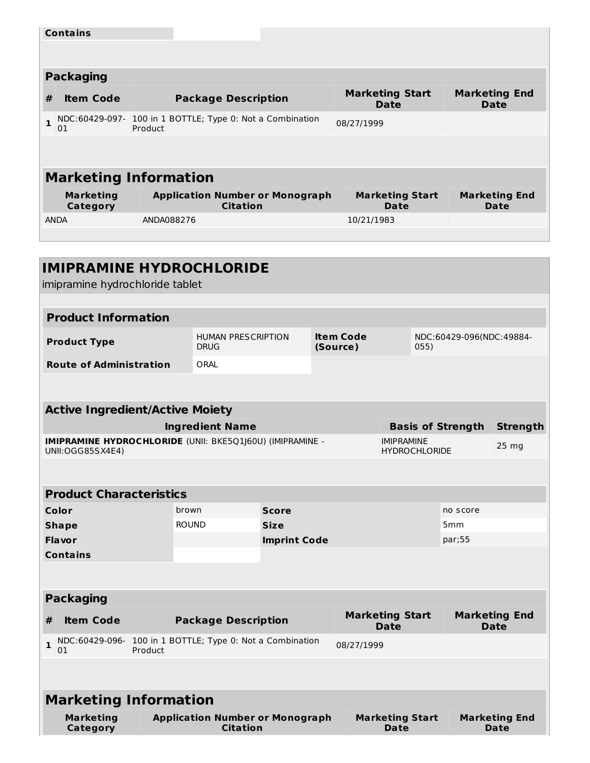| Contains | |
|---|---|

**Packaging**

| # | Item Code | Package Description | Marketing Start Date | Marketing End Date |
|---|---|---|---|---|
| 1 | NDC:60429-097-01 | 100 in 1 BOTTLE; Type 0: Not a Combination Product | 08/27/1999 | |

**Marketing Information**

| Marketing Category | Application Number or Monograph Citation | Marketing Start Date | Marketing End Date |
|---|---|---|---|
| ANDA | ANDA088276 | 10/21/1983 | |

## IMIPRAMINE HYDROCHLORIDE

imipramine hydrochloride tablet

**Product Information**

| | | | |
|---|---|---|---|
| **Product Type** | HUMAN PRESCRIPTION DRUG | **Item Code (Source)** | NDC:60429-096(NDC:49884-055) |
| **Route of Administration** | ORAL | | |

**Active Ingredient/Active Moiety**

| Ingredient Name | Basis of Strength | Strength |
|---|---|---|
| **IMIPRAMINE HYDROCHLORIDE** (UNII: BKE5Q1J60U) (IMIPRAMINE - UNII:OGG85SX4E4) | IMIPRAMINE HYDROCHLORIDE | 25 mg |

**Product Characteristics**

| | | | |
|---|---|---|---|
| **Color** | brown | **Score** | no score |
| **Shape** | ROUND | **Size** | 5mm |
| **Flavor** | | **Imprint Code** | par;55 |
| **Contains** | | | |

**Packaging**

| # | Item Code | Package Description | Marketing Start Date | Marketing End Date |
|---|---|---|---|---|
| 1 | NDC:60429-096-01 | 100 in 1 BOTTLE; Type 0: Not a Combination Product | 08/27/1999 | |

**Marketing Information**

| Marketing Category | Application Number or Monograph Citation | Marketing Start Date | Marketing End Date |
|---|---|---|---|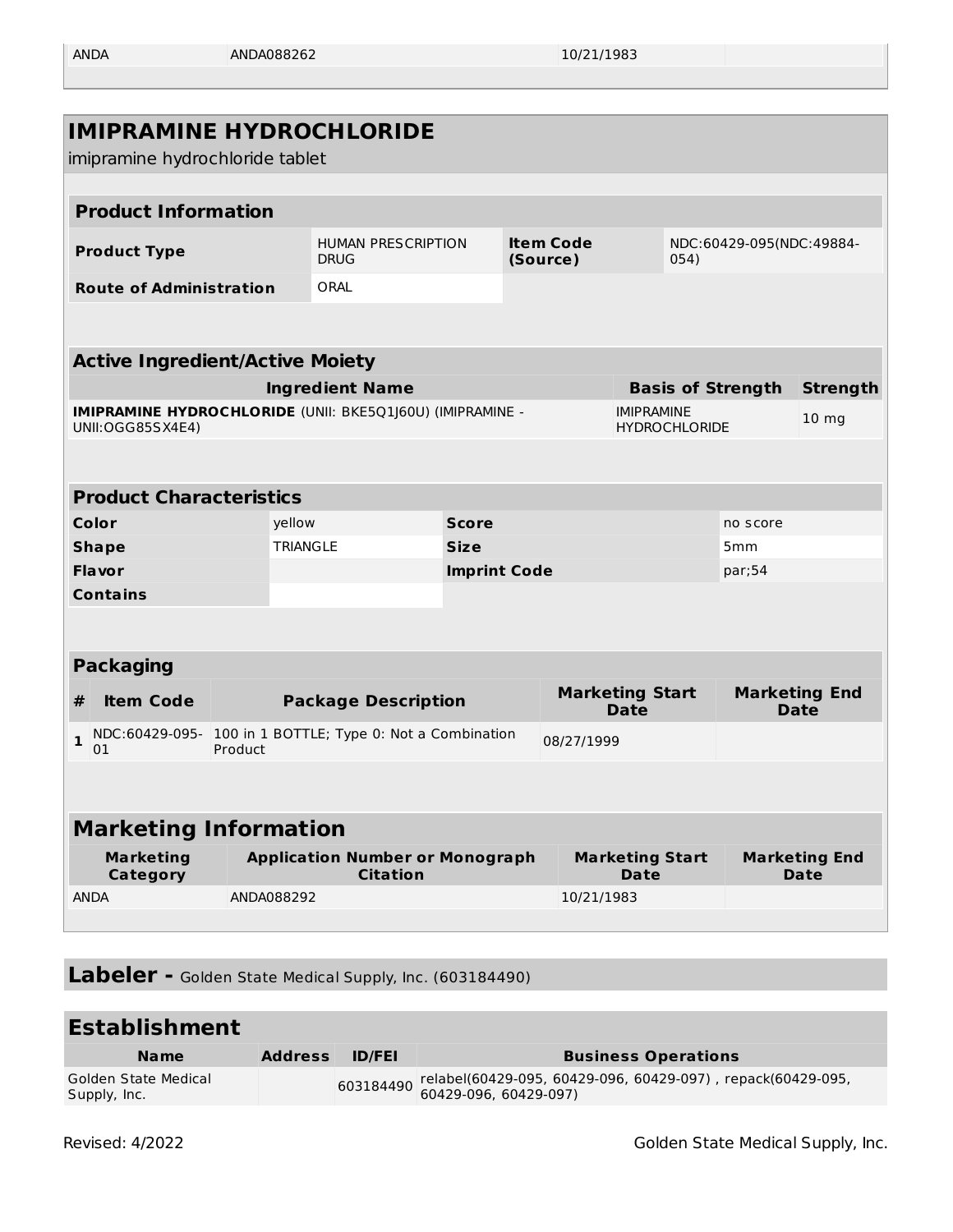| | | | |
|---|---|---|---|
| ANDA | ANDA088262 | 10/21/1983 | |

## IMIPRAMINE HYDROCHLORIDE

imipramine hydrochloride tablet

| Product Information | | | |
|---|---|---|---|
| **Product Type** | HUMAN PRESCRIPTION DRUG | **Item Code (Source)** | NDC:60429-095(NDC:49884-054) |
| **Route of Administration** | ORAL | | |

| Active Ingredient/Active Moiety | | |
|---|---|---|
| **Ingredient Name** | **Basis of Strength** | **Strength** |
| **IMIPRAMINE HYDROCHLORIDE** (UNII: BKE5Q1J60U) (IMIPRAMINE - UNII:OGG85SX4E4) | IMIPRAMINE HYDROCHLORIDE | 10 mg |

| Product Characteristics | | | |
|---|---|---|---|
| **Color** | yellow | **Score** | no score |
| **Shape** | TRIANGLE | **Size** | 5mm |
| **Flavor** | | **Imprint Code** | par;54 |
| **Contains** | | | |

| Packaging | | | | |
|---|---|---|---|---|
| **#** | **Item Code** | **Package Description** | **Marketing Start Date** | **Marketing End Date** |
| 1 | NDC:60429-095-01 | 100 in 1 BOTTLE; Type 0: Not a Combination Product | 08/27/1999 | |

| Marketing Information | | | |
|---|---|---|---|
| **Marketing Category** | **Application Number or Monograph Citation** | **Marketing Start Date** | **Marketing End Date** |
| ANDA | ANDA088292 | 10/21/1983 | |

## Labeler - Golden State Medical Supply, Inc. (603184490)

| Establishment | | | |
|---|---|---|---|
| **Name** | **Address** | **ID/FEI** | **Business Operations** |
| Golden State Medical Supply, Inc. | | 603184490 | relabel(60429-095, 60429-096, 60429-097) , repack(60429-095, 60429-096, 60429-097) |

Revised: 4/2022

Golden State Medical Supply, Inc.